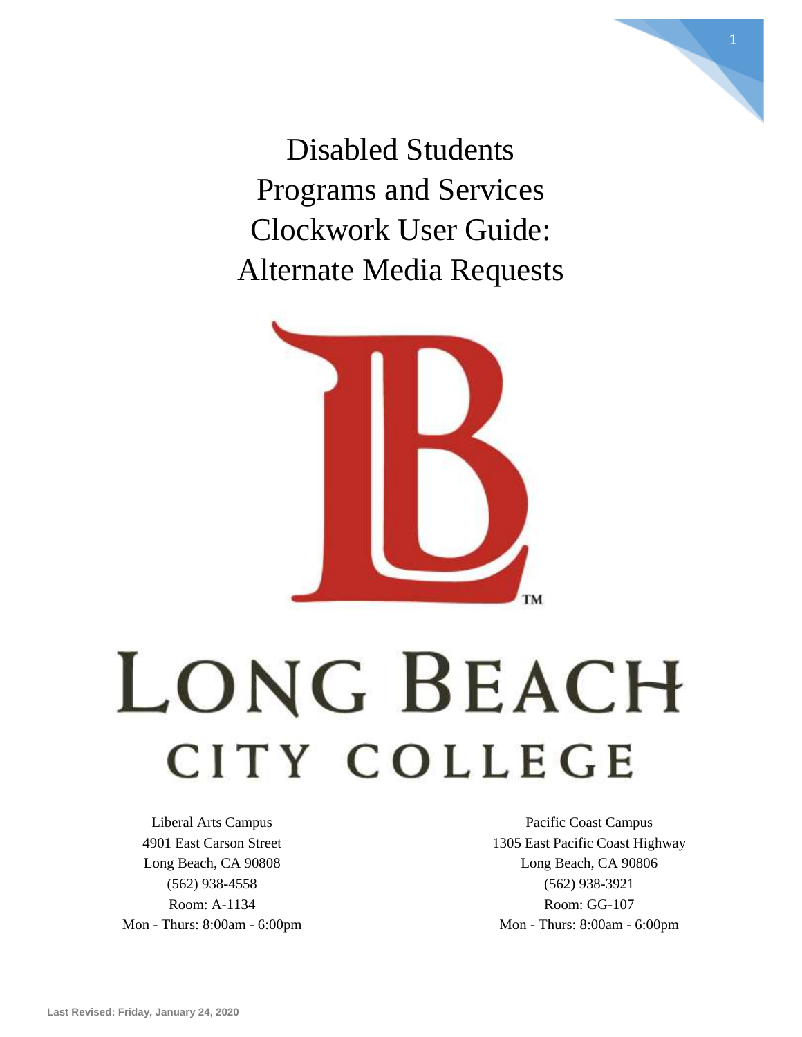# Disabled Students Programs and Services Clockwork User Guide: Alternate Media Requests

LONG BEACH CITY COLLEGE

Liberal Arts Campus
4901 East Carson Street
Long Beach, CA 90808
(562) 938-4558
Room: A-1134
Mon - Thurs: 8:00am - 6:00pm

Pacific Coast Campus
1305 East Pacific Coast Highway
Long Beach, CA 90806
(562) 938-3921
Room: GG-107
Mon - Thurs: 8:00am - 6:00pm

**Last Revised: Friday, January 24, 2020**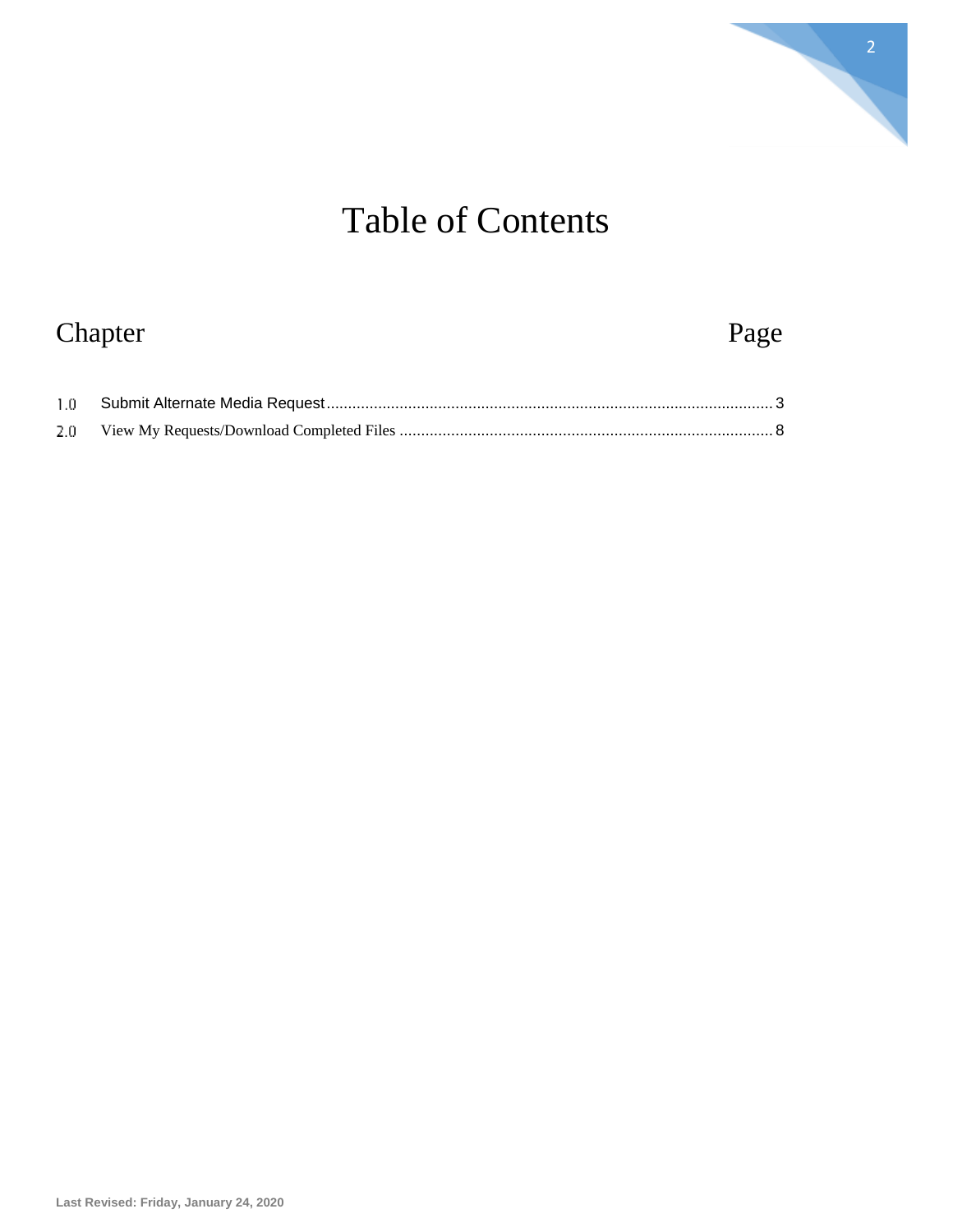# Table of Contents

| Chapter | | Page |
|---|---|---|
| 1.0 | Submit Alternate Media Request | 3 |
| 2.0 | View My Requests/Download Completed Files | 8 |

Last Revised: Friday, January 24, 2020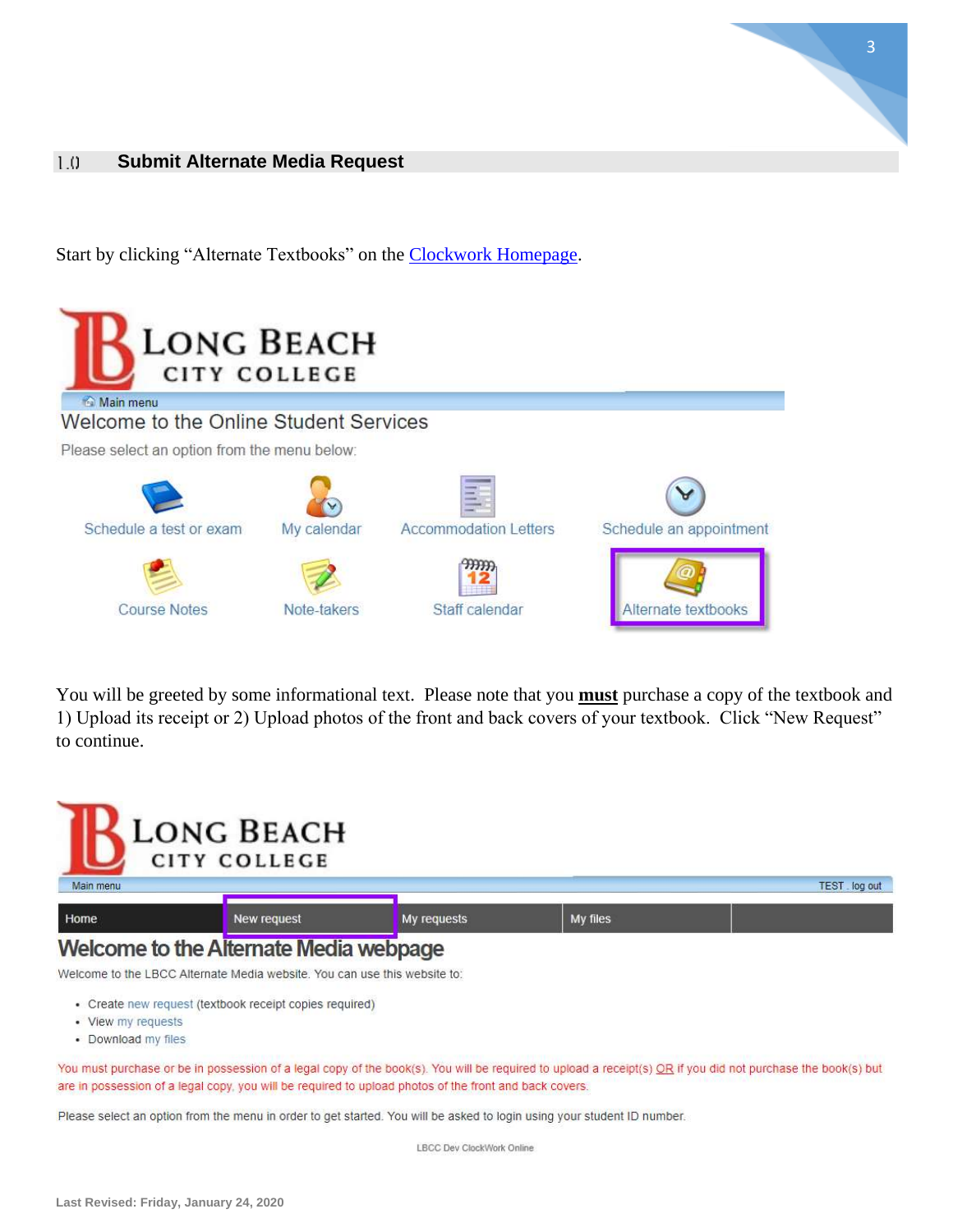## 1.0 Submit Alternate Media Request

Start by clicking "Alternate Textbooks" on the [Clockwork Homepage](#).

LONG BEACH CITY COLLEGE

Main menu

Welcome to the Online Student Services

Please select an option from the menu below:

Schedule a test or exam | My calendar | Accommodation Letters | Schedule an appointment

Course Notes | Note-takers | Staff calendar | Alternate textbooks

You will be greeted by some informational text. Please note that you **must** purchase a copy of the textbook and 1) Upload its receipt or 2) Upload photos of the front and back covers of your textbook. Click "New Request" to continue.

LONG BEACH CITY COLLEGE

Main menu — TEST . log out

Home | New request | My requests | My files

Welcome to the Alternate Media webpage

Welcome to the LBCC Alternate Media website. You can use this website to:

- Create new request (textbook receipt copies required)
- View my requests
- Download my files

You must purchase or be in possession of a legal copy of the book(s). You will be required to upload a receipt(s) OR if you did not purchase the book(s) but are in possession of a legal copy, you will be required to upload photos of the front and back covers.

Please select an option from the menu in order to get started. You will be asked to login using your student ID number.

LBCC Dev ClockWork Online

Last Revised: Friday, January 24, 2020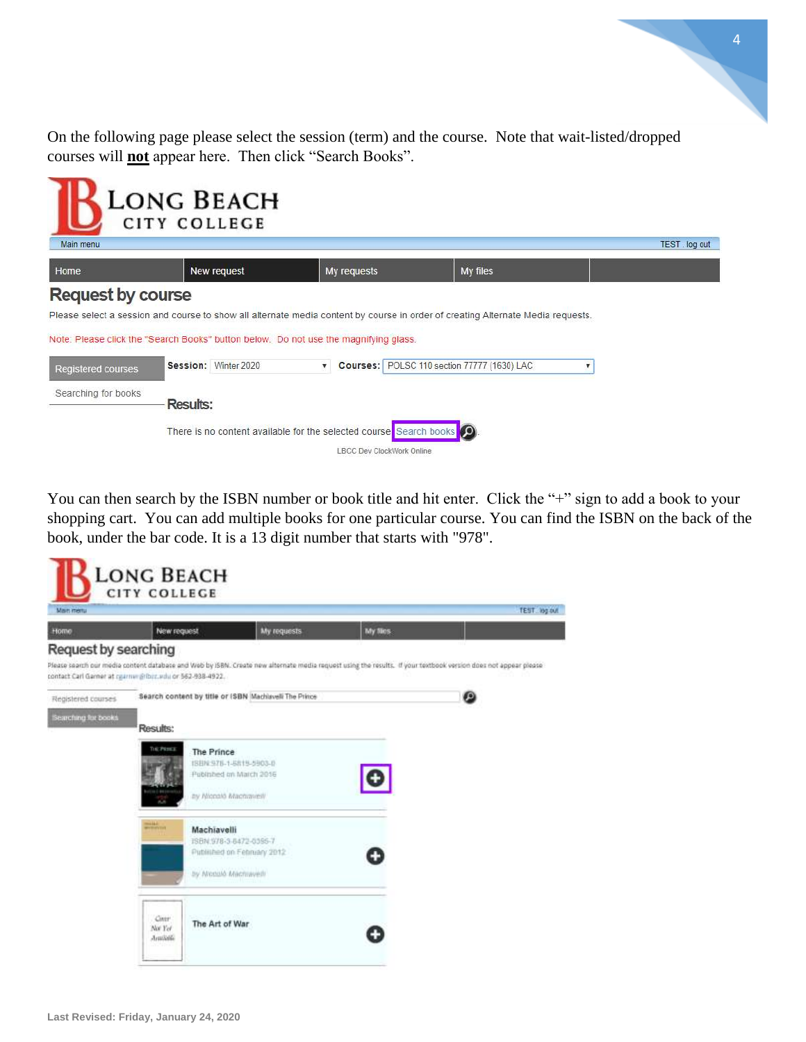On the following page please select the session (term) and the course. Note that wait-listed/dropped courses will **not** appear here. Then click "Search Books".

You can then search by the ISBN number or book title and hit enter. Click the "+" sign to add a book to your shopping cart. You can add multiple books for one particular course. You can find the ISBN on the back of the book, under the bar code. It is a 13 digit number that starts with "978".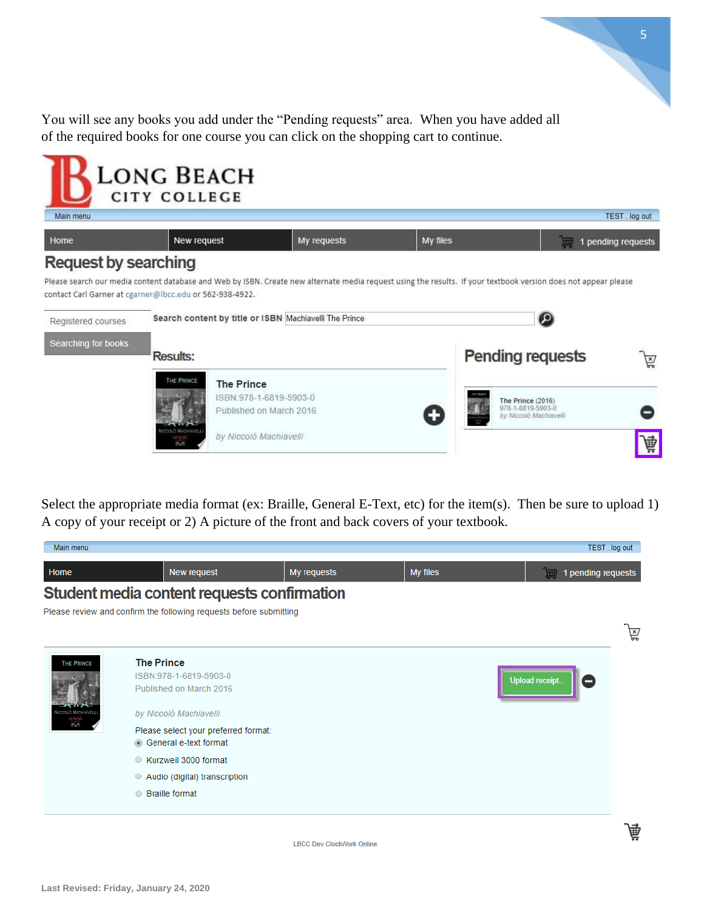You will see any books you add under the "Pending requests" area. When you have added all of the required books for one course you can click on the shopping cart to continue.

LONG BEACH CITY COLLEGE

Main menu | TEST . log out

Home | New request | My requests | My files | 1 pending requests

## Request by searching

Please search our media content database and Web by ISBN. Create new alternate media request using the results. If your textbook version does not appear please contact Carl Garner at cgarner@lbcc.edu or 562-938-4922.

Registered courses

Searching for books

Search content by title or ISBN: Machiavelli The Prince

**Results:**

The Prince
ISBN:978-1-6819-5903-0
Published on March 2016
*by Niccolò Machiavelli*

**Pending requests**

The Prince (2016)
978-1-6819-5903-0
*by Niccolò Machiavelli*

Select the appropriate media format (ex: Braille, General E-Text, etc) for the item(s). Then be sure to upload 1) A copy of your receipt or 2) A picture of the front and back covers of your textbook.

Main menu | TEST . log out

Home | New request | My requests | My files | 1 pending requests

## Student media content requests confirmation

Please review and confirm the following requests before submitting

The Prince
ISBN:978-1-6819-5903-0
Published on March 2016

*by Niccolò Machiavelli*

Upload receipt...

Please select your preferred format:

- General e-text format
- Kurzweil 3000 format
- Audio (digital) transcription
- Braille format

LBCC Dev ClockWork Online

**Last Revised: Friday, January 24, 2020**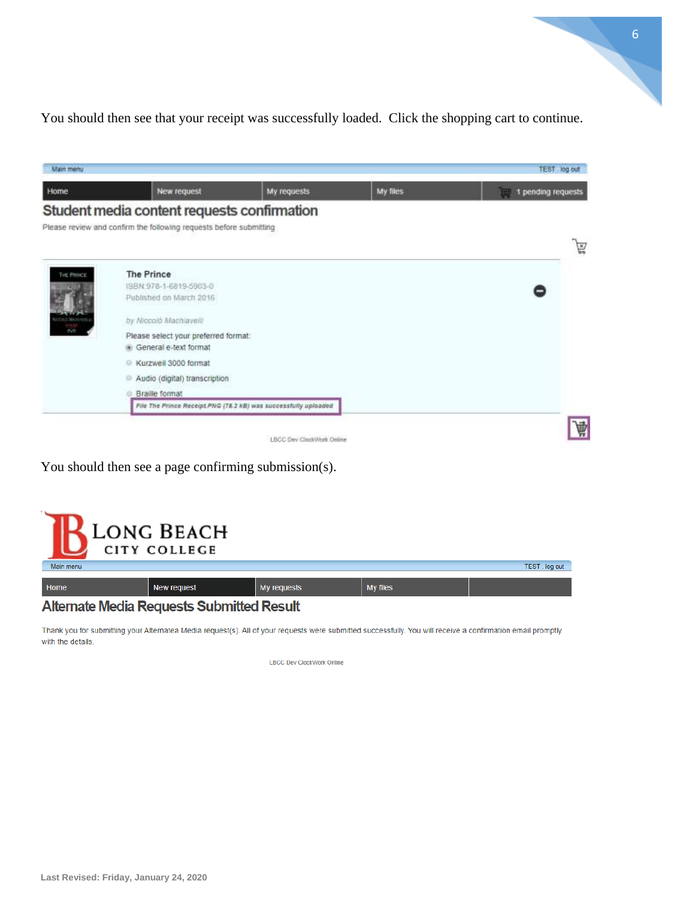You should then see that your receipt was successfully loaded.  Click the shopping cart to continue.

Main menu TEST . log out

Home | New request | My requests | My files | 1 pending requests

Student media content requests confirmation

Please review and confirm the following requests before submitting

The Prince
ISBN:978-1-6819-5903-0
Published on March 2016

by Niccolò Machiavelli

Please select your preferred format:
- General e-text format
- Kurzweil 3000 format
- Audio (digital) transcription
- Braille format

File The Prince Receipt.PNG (78.2 kB) was successfully uploaded

LBCC Dev ClockWork Online

You should then see a page confirming submission(s).

LONG BEACH CITY COLLEGE

Main menu TEST . log out

Home | New request | My requests | My files

Alternate Media Requests Submitted Result

Thank you for submitting your Alternatea Media request(s). All of your requests were submitted successfully. You will receive a confirmation email promptly with the details.

LBCC Dev ClockWork Online

**Last Revised: Friday, January 24, 2020**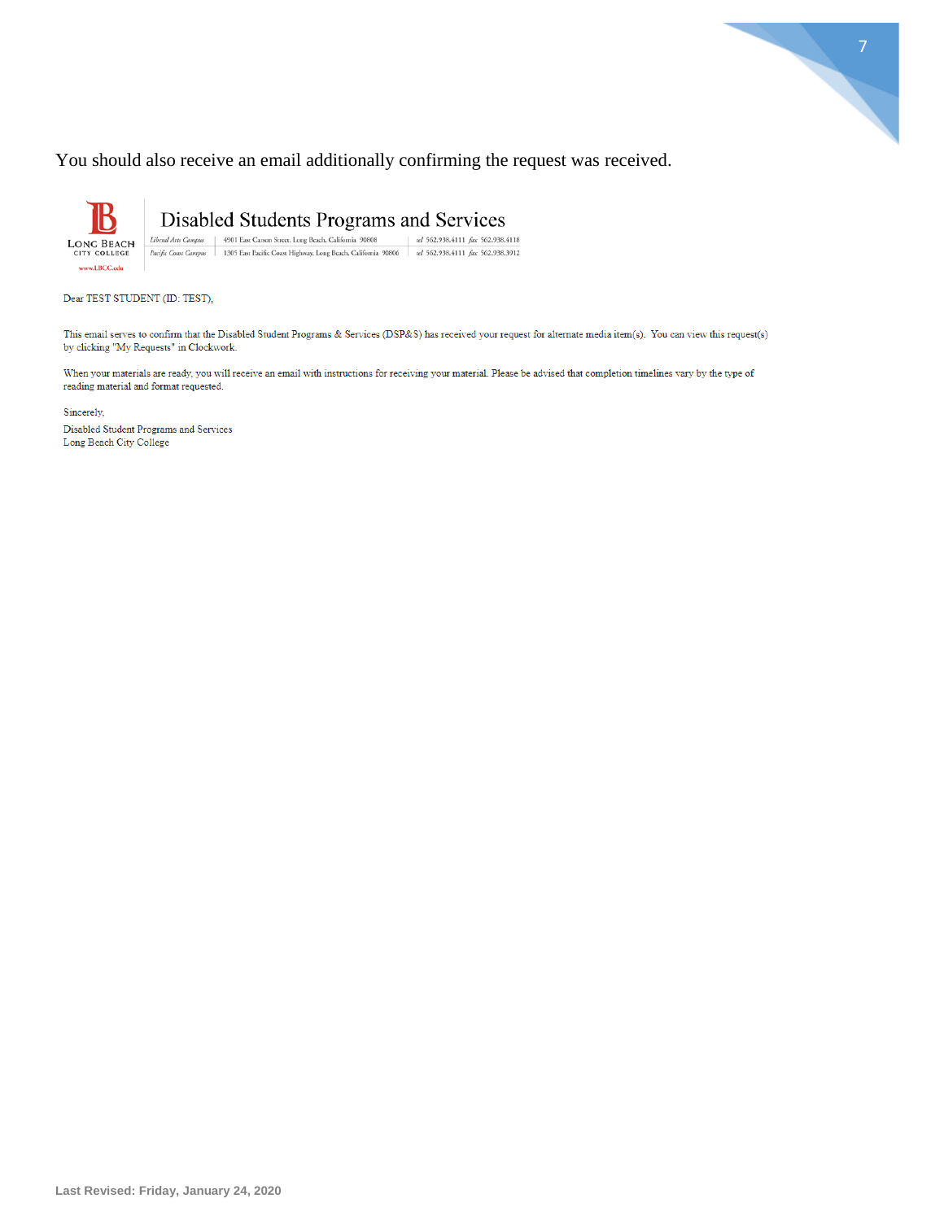You should also receive an email additionally confirming the request was received.

**Disabled Students Programs and Services**

Long Beach City College
www.LBCC.edu

| | | |
|---|---|---|
| *Liberal Arts Campus* | 4901 East Carson Street, Long Beach, California 90808 | *tel* 562.938.4111 *fax* 562.938.4118 |
| *Pacific Coast Campus* | 1305 East Pacific Coast Highway, Long Beach, California 90806 | *tel* 562.938.4111 *fax* 562.938.3912 |

Dear TEST STUDENT (ID: TEST),

This email serves to confirm that the Disabled Student Programs & Services (DSP&S) has received your request for alternate media item(s). You can view this request(s) by clicking "My Requests" in Clockwork.

When your materials are ready, you will receive an email with instructions for receiving your material. Please be advised that completion timelines vary by the type of reading material and format requested.

Sincerely,

Disabled Student Programs and Services
Long Beach City College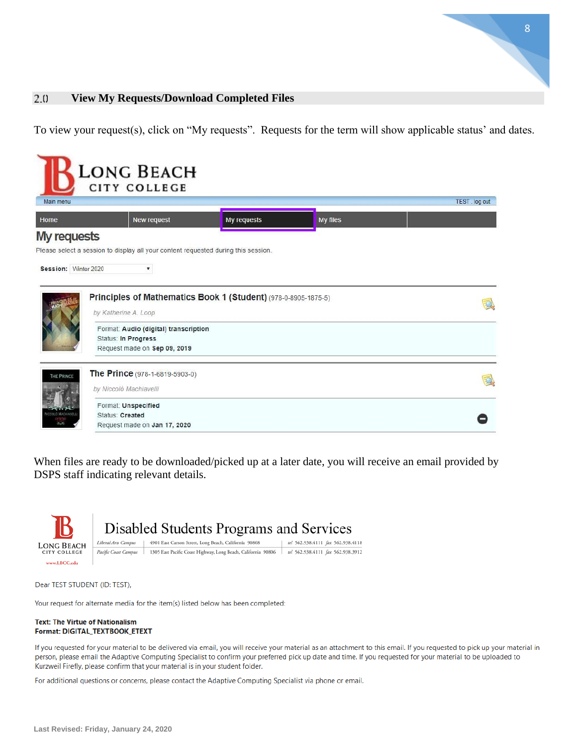## 2.0 View My Requests/Download Completed Files

To view your request(s), click on "My requests". Requests for the term will show applicable status' and dates.

LONG BEACH CITY COLLEGE

Main menu | TEST . log out

Home | New request | My requests | My files

### My requests

Please select a session to display all your content requested during this session.

**Session:** Winter 2020

**Principles of Mathematics Book 1 (Student)** (978-0-8905-1875-5)

*by Katherine A. Loop*

Format: **Audio (digital) transcription**
Status: **In Progress**
Request made on **Sep 09, 2019**

**The Prince** (978-1-6819-5903-0)

*by Niccolò Machiavelli*

Format: **Unspecified**
Status: **Created**
Request made on **Jan 17, 2020**

When files are ready to be downloaded/picked up at a later date, you will receive an email provided by DSPS staff indicating relevant details.

LONG BEACH CITY COLLEGE
www.LBCC.edu

**Disabled Students Programs and Services**

*Liberal Arts Campus* | 4901 East Carson Street, Long Beach, California 90808 | *tel* 562.938.4111 *fax* 562.938.4118
*Pacific Coast Campus* | 1305 East Pacific Coast Highway, Long Beach, California 90806 | *tel* 562.938.4111 *fax* 562.938.3912

Dear TEST STUDENT (ID: TEST),

Your request for alternate media for the item(s) listed below has been completed:

**Text: The Virtue of Nationalism**
**Format: DIGITAL_TEXTBOOK_ETEXT**

If you requested for your material to be delivered via email, you will receive your material as an attachment to this email. If you requested to pick up your material in person, please email the Adaptive Computing Specialist to confirm your preferred pick up date and time. If you requested for your material to be uploaded to Kurzweil Firefly, please confirm that your material is in your student folder.

For additional questions or concerns, please contact the Adaptive Computing Specialist via phone or email.

**Last Revised: Friday, January 24, 2020**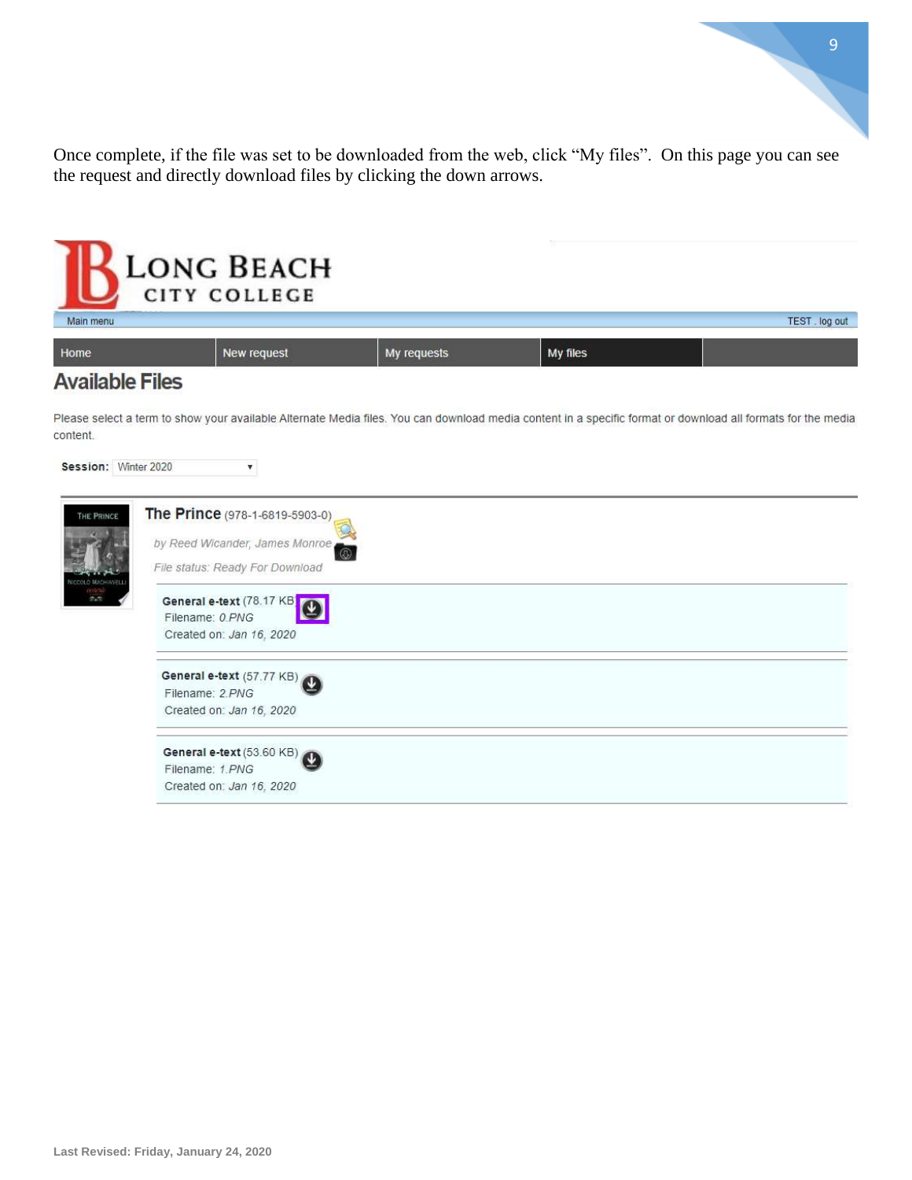Once complete, if the file was set to be downloaded from the web, click "My files". On this page you can see the request and directly download files by clicking the down arrows.

LONG BEACH CITY COLLEGE

Main menu TEST . log out

Home | New request | My requests | My files

## Available Files

Please select a term to show your available Alternate Media files. You can download media content in a specific format or download all formats for the media content.

**Session:** Winter 2020

**The Prince** (978-1-6819-5903-0)

*by Reed Wicander, James Monroe*

*File status: Ready For Download*

**General e-text** (78.17 KB)
Filename: *0.PNG*
Created on: *Jan 16, 2020*

**General e-text** (57.77 KB)
Filename: *2.PNG*
Created on: *Jan 16, 2020*

**General e-text** (53.60 KB)
Filename: *1.PNG*
Created on: *Jan 16, 2020*

**Last Revised: Friday, January 24, 2020**